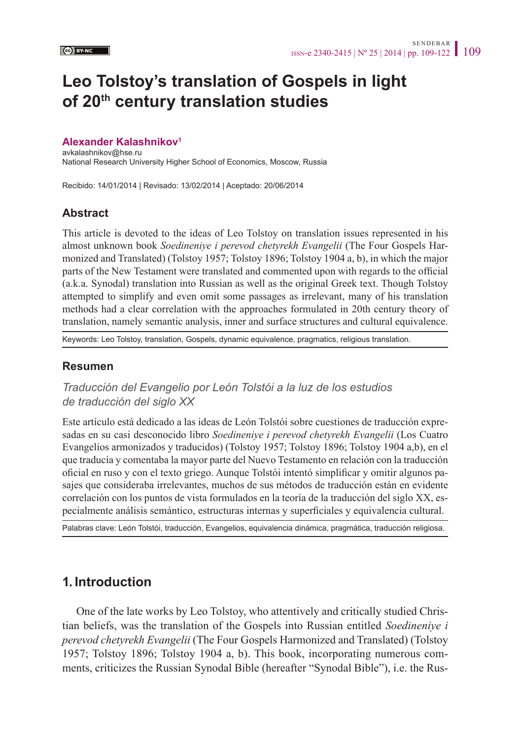# Leo Tolstoy's translation of Gospels in light of 20th century translation studies

**Alexander Kalashnikov**[1]
avkalashnikov@hse.ru
National Research University Higher School of Economics, Moscow, Russia

Recibido: 14/01/2014 | Revisado: 13/02/2014 | Aceptado: 20/06/2014

## Abstract

This article is devoted to the ideas of Leo Tolstoy on translation issues represented in his almost unknown book *Soedineniye i perevod chetyrekh Evangelii* (The Four Gospels Harmonized and Translated) (Tolstoy 1957; Tolstoy 1896; Tolstoy 1904 a, b), in which the major parts of the New Testament were translated and commented upon with regards to the official (a.k.a. Synodal) translation into Russian as well as the original Greek text. Though Tolstoy attempted to simplify and even omit some passages as irrelevant, many of his translation methods had a clear correlation with the approaches formulated in 20th century theory of translation, namely semantic analysis, inner and surface structures and cultural equivalence.

Keywords: Leo Tolstoy, translation, Gospels, dynamic equivalence, pragmatics, religious translation.

## Resumen

*Traducción del Evangelio por León Tolstói a la luz de los estudios de traducción del siglo XX*

Este artículo está dedicado a las ideas de León Tolstói sobre cuestiones de traducción expresadas en su casi desconocido libro *Soedineniye i perevod chetyrekh Evangelii* (Los Cuatro Evangelios armonizados y traducidos) (Tolstoy 1957; Tolstoy 1896; Tolstoy 1904 a,b), en el que traducía y comentaba la mayor parte del Nuevo Testamento en relación con la traducción oficial en ruso y con el texto griego. Aunque Tolstói intentó simplificar y omitir algunos pasajes que consideraba irrelevantes, muchos de sus métodos de traducción están en evidente correlación con los puntos de vista formulados en la teoría de la traducción del siglo XX, especialmente análisis semántico, estructuras internas y superficiales y equivalencia cultural.

Palabras clave: León Tolstói, traducción, Evangelios, equivalencia dinámica, pragmática, traducción religiosa.

## 1. Introduction

One of the late works by Leo Tolstoy, who attentively and critically studied Christian beliefs, was the translation of the Gospels into Russian entitled *Soedineniye i perevod chetyrekh Evangelii* (The Four Gospels Harmonized and Translated) (Tolstoy 1957; Tolstoy 1896; Tolstoy 1904 a, b). This book, incorporating numerous comments, criticizes the Russian Synodal Bible (hereafter "Synodal Bible"), i.e. the Rus-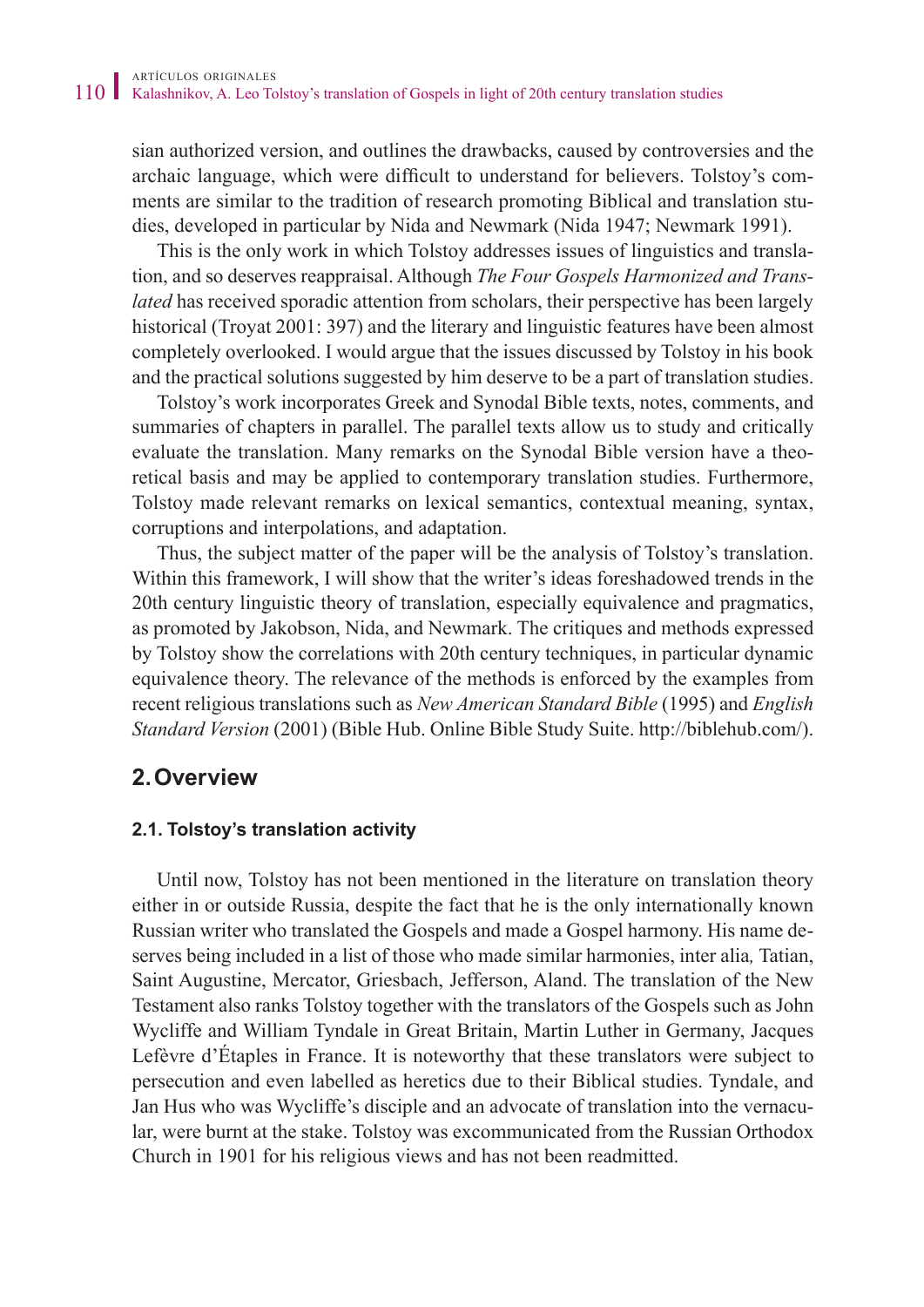sian authorized version, and outlines the drawbacks, caused by controversies and the archaic language, which were difficult to understand for believers. Tolstoy's comments are similar to the tradition of research promoting Biblical and translation studies, developed in particular by Nida and Newmark (Nida 1947; Newmark 1991).

This is the only work in which Tolstoy addresses issues of linguistics and translation, and so deserves reappraisal. Although *The Four Gospels Harmonized and Translated* has received sporadic attention from scholars, their perspective has been largely historical (Troyat 2001: 397) and the literary and linguistic features have been almost completely overlooked. I would argue that the issues discussed by Tolstoy in his book and the practical solutions suggested by him deserve to be a part of translation studies.

Tolstoy's work incorporates Greek and Synodal Bible texts, notes, comments, and summaries of chapters in parallel. The parallel texts allow us to study and critically evaluate the translation. Many remarks on the Synodal Bible version have a theoretical basis and may be applied to contemporary translation studies. Furthermore, Tolstoy made relevant remarks on lexical semantics, contextual meaning, syntax, corruptions and interpolations, and adaptation.

Thus, the subject matter of the paper will be the analysis of Tolstoy's translation. Within this framework, I will show that the writer's ideas foreshadowed trends in the 20th century linguistic theory of translation, especially equivalence and pragmatics, as promoted by Jakobson, Nida, and Newmark. The critiques and methods expressed by Tolstoy show the correlations with 20th century techniques, in particular dynamic equivalence theory. The relevance of the methods is enforced by the examples from recent religious translations such as *New American Standard Bible* (1995) and *English Standard Version* (2001) (Bible Hub. Online Bible Study Suite. http://biblehub.com/).

## 2. Overview

### 2.1. Tolstoy's translation activity

Until now, Tolstoy has not been mentioned in the literature on translation theory either in or outside Russia, despite the fact that he is the only internationally known Russian writer who translated the Gospels and made a Gospel harmony. His name deserves being included in a list of those who made similar harmonies, inter alia*,* Tatian, Saint Augustine, Mercator, Griesbach, Jefferson, Aland. The translation of the New Testament also ranks Tolstoy together with the translators of the Gospels such as John Wycliffe and William Tyndale in Great Britain, Martin Luther in Germany, Jacques Lefèvre d'Étaples in France. It is noteworthy that these translators were subject to persecution and even labelled as heretics due to their Biblical studies. Tyndale, and Jan Hus who was Wycliffe's disciple and an advocate of translation into the vernacular, were burnt at the stake. Tolstoy was excommunicated from the Russian Orthodox Church in 1901 for his religious views and has not been readmitted.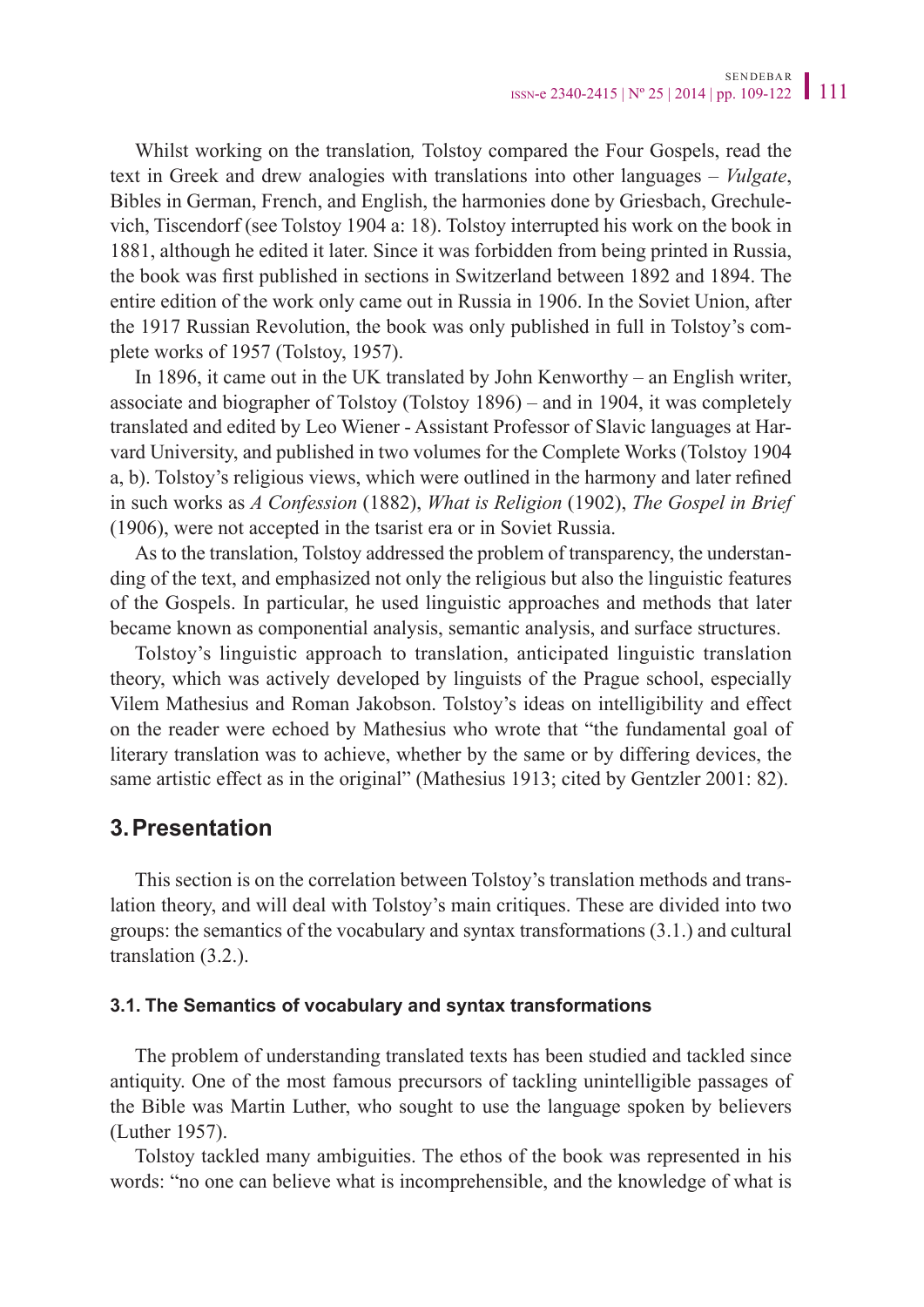Whilst working on the translation*,* Tolstoy compared the Four Gospels, read the text in Greek and drew analogies with translations into other languages – *Vulgate*, Bibles in German, French, and English, the harmonies done by Griesbach, Grechulevich, Tiscendorf (see Tolstoy 1904 a: 18). Tolstoy interrupted his work on the book in 1881, although he edited it later. Since it was forbidden from being printed in Russia, the book was first published in sections in Switzerland between 1892 and 1894. The entire edition of the work only came out in Russia in 1906. In the Soviet Union, after the 1917 Russian Revolution, the book was only published in full in Tolstoy's complete works of 1957 (Tolstoy, 1957).

In 1896, it came out in the UK translated by John Kenworthy – an English writer, associate and biographer of Tolstoy (Tolstoy 1896) – and in 1904, it was completely translated and edited by Leo Wiener - Assistant Professor of Slavic languages at Harvard University, and published in two volumes for the Complete Works (Tolstoy 1904 a, b). Tolstoy's religious views, which were outlined in the harmony and later refined in such works as *A Confession* (1882), *What is Religion* (1902), *The Gospel in Brief* (1906), were not accepted in the tsarist era or in Soviet Russia.

As to the translation, Tolstoy addressed the problem of transparency, the understanding of the text, and emphasized not only the religious but also the linguistic features of the Gospels. In particular, he used linguistic approaches and methods that later became known as componential analysis, semantic analysis, and surface structures.

Tolstoy's linguistic approach to translation, anticipated linguistic translation theory, which was actively developed by linguists of the Prague school, especially Vilem Mathesius and Roman Jakobson. Tolstoy's ideas on intelligibility and effect on the reader were echoed by Mathesius who wrote that "the fundamental goal of literary translation was to achieve, whether by the same or by differing devices, the same artistic effect as in the original" (Mathesius 1913; cited by Gentzler 2001: 82).

## 3. Presentation

This section is on the correlation between Tolstoy's translation methods and translation theory, and will deal with Tolstoy's main critiques. These are divided into two groups: the semantics of the vocabulary and syntax transformations (3.1.) and cultural translation (3.2.).

### 3.1. The Semantics of vocabulary and syntax transformations

The problem of understanding translated texts has been studied and tackled since antiquity. One of the most famous precursors of tackling unintelligible passages of the Bible was Martin Luther, who sought to use the language spoken by believers (Luther 1957).

Tolstoy tackled many ambiguities. The ethos of the book was represented in his words: "no one can believe what is incomprehensible, and the knowledge of what is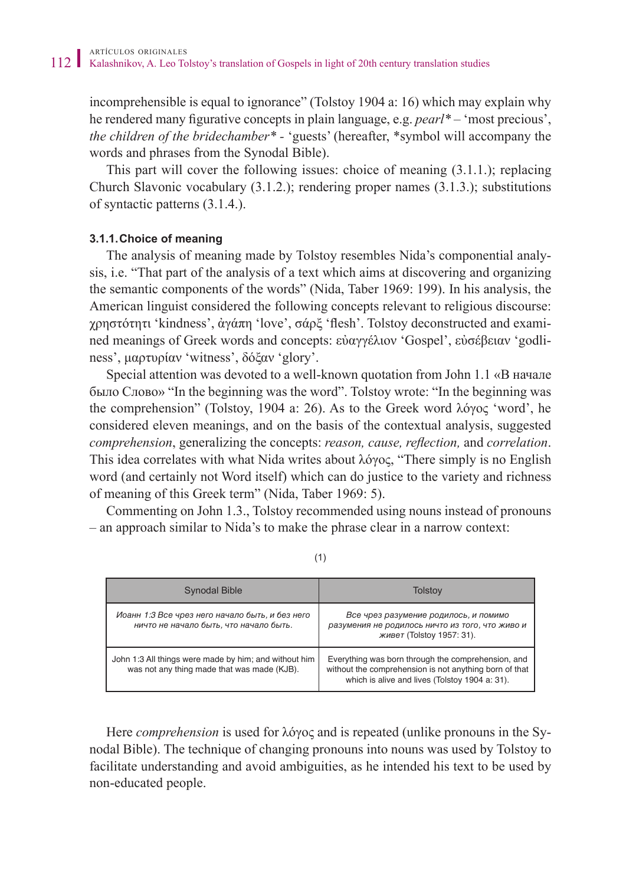incomprehensible is equal to ignorance" (Tolstoy 1904 a: 16) which may explain why he rendered many figurative concepts in plain language, e.g. *pearl\** – 'most precious', *the children of the bridechamber\** - 'guests' (hereafter, *symbol will accompany the words and phrases from the Synodal Bible).

This part will cover the following issues: choice of meaning (3.1.1.); replacing Church Slavonic vocabulary (3.1.2.); rendering proper names (3.1.3.); substitutions of syntactic patterns (3.1.4.).

#### 3.1.1. Choice of meaning

The analysis of meaning made by Tolstoy resembles Nida's componential analysis, i.e. "That part of the analysis of a text which aims at discovering and organizing the semantic components of the words" (Nida, Taber 1969: 199). In his analysis, the American linguist considered the following concepts relevant to religious discourse: χρηστότητι 'kindness', ἀγάπη 'love', σάρξ 'flesh'. Tolstoy deconstructed and examined meanings of Greek words and concepts: εὐαγγέλιον 'Gospel', εὐσέβειαν 'godliness', μαρτυρίαν 'witness', δόξαν 'glory'.

Special attention was devoted to a well-known quotation from John 1.1 «В начале было Слово» "In the beginning was the word". Tolstoy wrote: "In the beginning was the comprehension" (Tolstoy, 1904 a: 26). As to the Greek word λόγος 'word', he considered eleven meanings, and on the basis of the contextual analysis, suggested *comprehension*, generalizing the concepts: *reason, cause, reflection,* and *correlation*. This idea correlates with what Nida writes about λόγος, "There simply is no English word (and certainly not Word itself) which can do justice to the variety and richness of meaning of this Greek term" (Nida, Taber 1969: 5).

Commenting on John 1.3., Tolstoy recommended using nouns instead of pronouns – an approach similar to Nida's to make the phrase clear in a narrow context:

(1)

| Synodal Bible | Tolstoy |
|---|---|
| *Иоанн 1:3 Все чрез него начало быть, и без него ничто не начало быть, что начало быть.* | *Все чрез разумение родилось, и помимо разумения не родилось ничто из того, что живо и живет* (Tolstoy 1957: 31). |
| John 1:3 All things were made by him; and without him was not any thing made that was made (KJB). | Everything was born through the comprehension, and without the comprehension is not anything born of that which is alive and lives (Tolstoy 1904 a: 31). |

Here *comprehension* is used for λόγος and is repeated (unlike pronouns in the Synodal Bible). The technique of changing pronouns into nouns was used by Tolstoy to facilitate understanding and avoid ambiguities, as he intended his text to be used by non-educated people.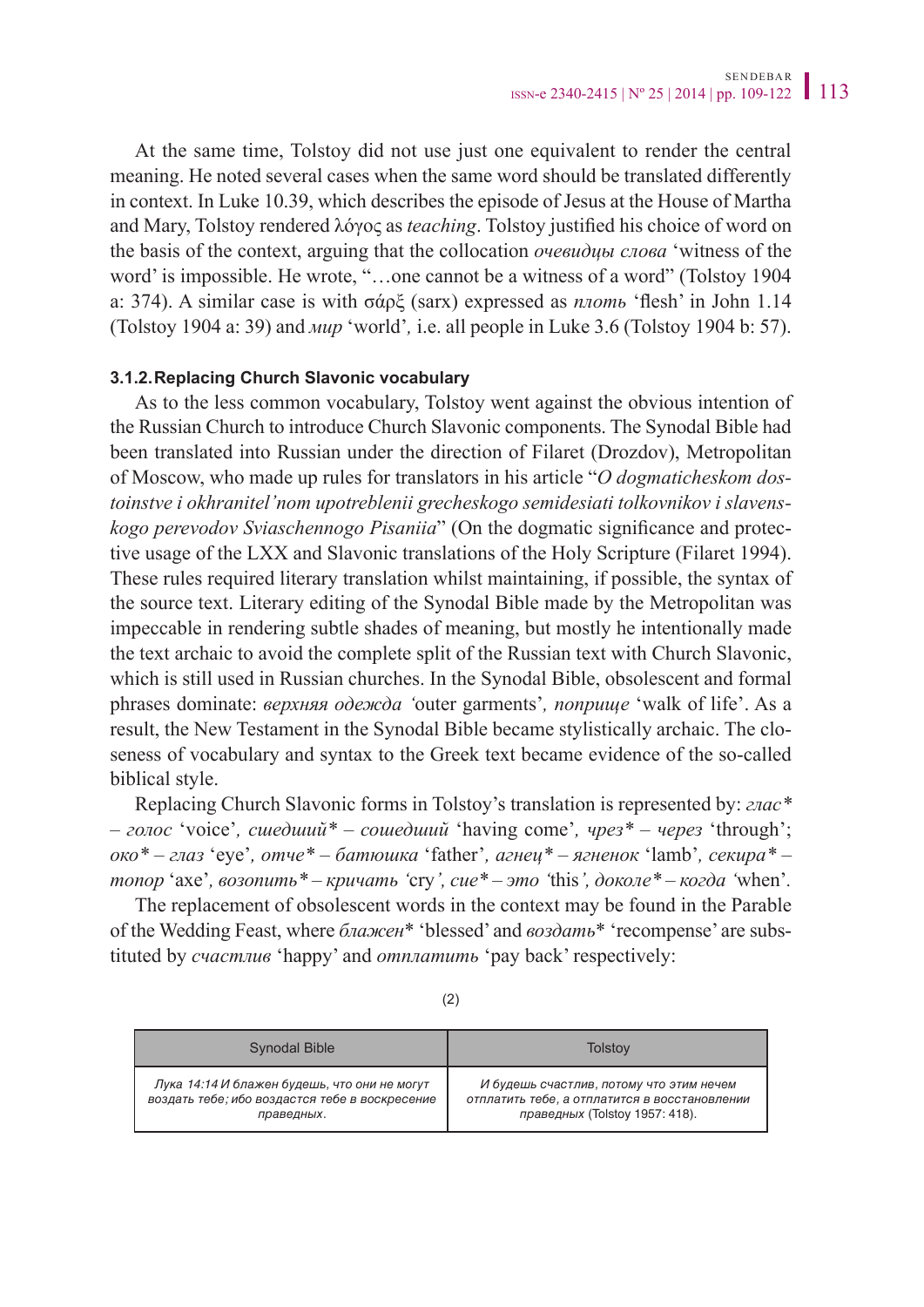At the same time, Tolstoy did not use just one equivalent to render the central meaning. He noted several cases when the same word should be translated differently in context. In Luke 10.39, which describes the episode of Jesus at the House of Martha and Mary, Tolstoy rendered λόγος as *teaching*. Tolstoy justified his choice of word on the basis of the context, arguing that the collocation *очевидцы слова* 'witness of the word' is impossible. He wrote, "…one cannot be a witness of a word" (Tolstoy 1904 a: 374). A similar case is with σάρξ (sarx) expressed as *плоть* 'flesh' in John 1.14 (Tolstoy 1904 a: 39) and *мир* 'world', i.e. all people in Luke 3.6 (Tolstoy 1904 b: 57).

### 3.1.2. Replacing Church Slavonic vocabulary

As to the less common vocabulary, Tolstoy went against the obvious intention of the Russian Church to introduce Church Slavonic components. The Synodal Bible had been translated into Russian under the direction of Filaret (Drozdov), Metropolitan of Moscow, who made up rules for translators in his article "*O dogmaticheskom dostoinstve i okhranitel'nom upotreblenii grecheskogo semidesiati tolkovnikov i slavenskogo perevodov Sviaschennogo Pisaniia*" (On the dogmatic significance and protective usage of the LXX and Slavonic translations of the Holy Scripture (Filaret 1994). These rules required literary translation whilst maintaining, if possible, the syntax of the source text. Literary editing of the Synodal Bible made by the Metropolitan was impeccable in rendering subtle shades of meaning, but mostly he intentionally made the text archaic to avoid the complete split of the Russian text with Church Slavonic, which is still used in Russian churches. In the Synodal Bible, obsolescent and formal phrases dominate: *верхняя одежда* 'outer garments', *поприще* 'walk of life'. As a result, the New Testament in the Synodal Bible became stylistically archaic. The closeness of vocabulary and syntax to the Greek text became evidence of the so-called biblical style.

Replacing Church Slavonic forms in Tolstoy's translation is represented by: *глас** – *голос* 'voice', *шедший** – *сошедший* 'having come', *чрез** – *через* 'through'; *око** – *глаз* 'eye', *отче** – *батюшка* 'father', *агнец** – *ягненок* 'lamb', *секира** – *топор* 'axe', *возопить** – *кричать* 'cry', *сие** – *это* 'this', *доколе** – *когда* 'when'.

The replacement of obsolescent words in the context may be found in the Parable of the Wedding Feast, where *блажен** 'blessed' and *воздать** 'recompense' are substituted by *счастлив* 'happy' and *отплатить* 'pay back' respectively:

(2)

| Synodal Bible | Tolstoy |
|---|---|
| *Лука 14:14 И блажен будешь, что они не могут воздать тебе; ибо воздастся тебе в воскресение праведных.* | *И будешь счастлив, потому что этим нечем отплатить тебе, а отплатится в восстановлении праведных* (Tolstoy 1957: 418). |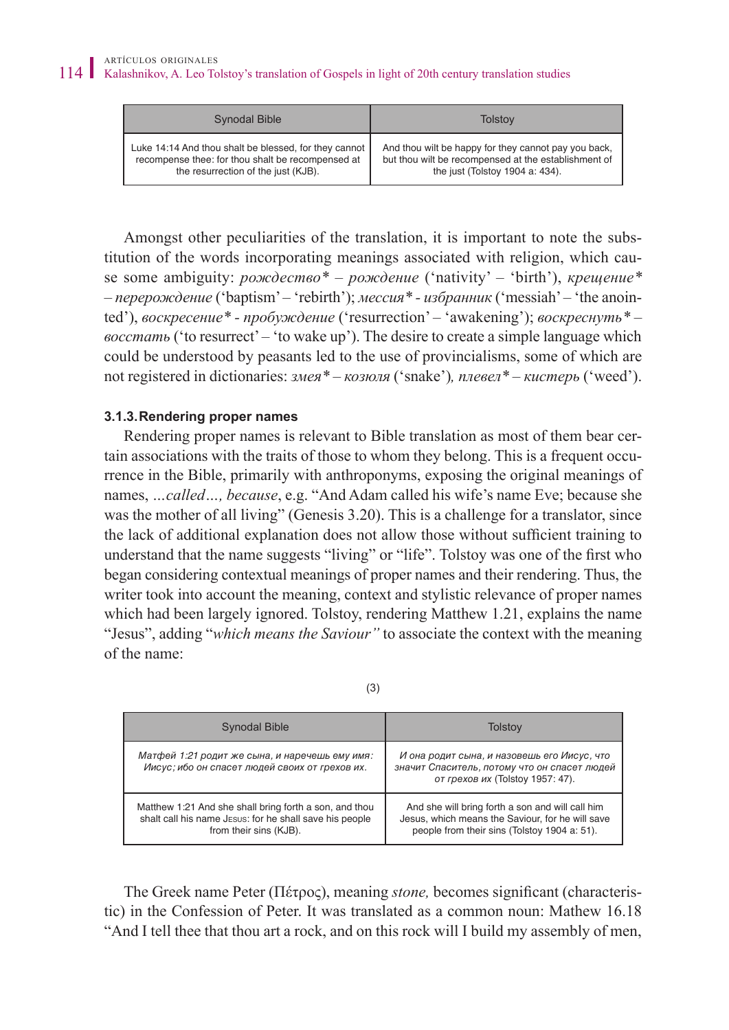| Synodal Bible | Tolstoy |
|---|---|
| Luke 14:14 And thou shalt be blessed, for they cannot recompense thee: for thou shalt be recompensed at the resurrection of the just (KJB). | And thou wilt be happy for they cannot pay you back, but thou will be recompensed at the establishment of the just (Tolstoy 1904 a: 434). |

Amongst other peculiarities of the translation, it is important to note the substitution of the words incorporating meanings associated with religion, which cause some ambiguity: *рождество\** – *рождение* ('nativity' – 'birth'), *крещение\** – *перерождение* ('baptism' – 'rebirth'); *мессия\** - *избранник* ('messiah' – 'the anointed'), *воскресение\** - *пробуждение* ('resurrection' – 'awakening'); *воскреснуть\** – *восстать* ('to resurrect' – 'to wake up'). The desire to create a simple language which could be understood by peasants led to the use of provincialisms, some of which are not registered in dictionaries: *змея\** – *козюля* ('snake'), *плевел\** – *кистерь* ('weed').

**3.1.3. Rendering proper names**

Rendering proper names is relevant to Bible translation as most of them bear certain associations with the traits of those to whom they belong. This is a frequent occurrence in the Bible, primarily with anthroponyms, exposing the original meanings of names, *...called..., because*, e.g. "And Adam called his wife's name Eve; because she was the mother of all living" (Genesis 3.20). This is a challenge for a translator, since the lack of additional explanation does not allow those without sufficient training to understand that the name suggests "living" or "life". Tolstoy was one of the first who began considering contextual meanings of proper names and their rendering. Thus, the writer took into account the meaning, context and stylistic relevance of proper names which had been largely ignored. Tolstoy, rendering Matthew 1.21, explains the name "Jesus", adding "*which means the Saviour"* to associate the context with the meaning of the name:

(3)

| Synodal Bible | Tolstoy |
|---|---|
| *Матфей 1:21 родит же сына, и наречешь ему имя: Иисус; ибо он спасет людей своих от грехов их.* | *И она родит сына, и назовешь его Иисус, что значит Спаситель, потому что он спасет людей от грехов их* (Tolstoy 1957: 47). |
| Matthew 1:21 And she shall bring forth a son, and thou shalt call his name Jesus: for he shall save his people from their sins (KJB). | And she will bring forth a son and will call him Jesus, which means the Saviour, for he will save people from their sins (Tolstoy 1904 a: 51). |

The Greek name Peter (Πέτρος), meaning *stone,* becomes significant (characteristic) in the Confession of Peter. It was translated as a common noun: Mathew 16.18 "And I tell thee that thou art a rock, and on this rock will I build my assembly of men,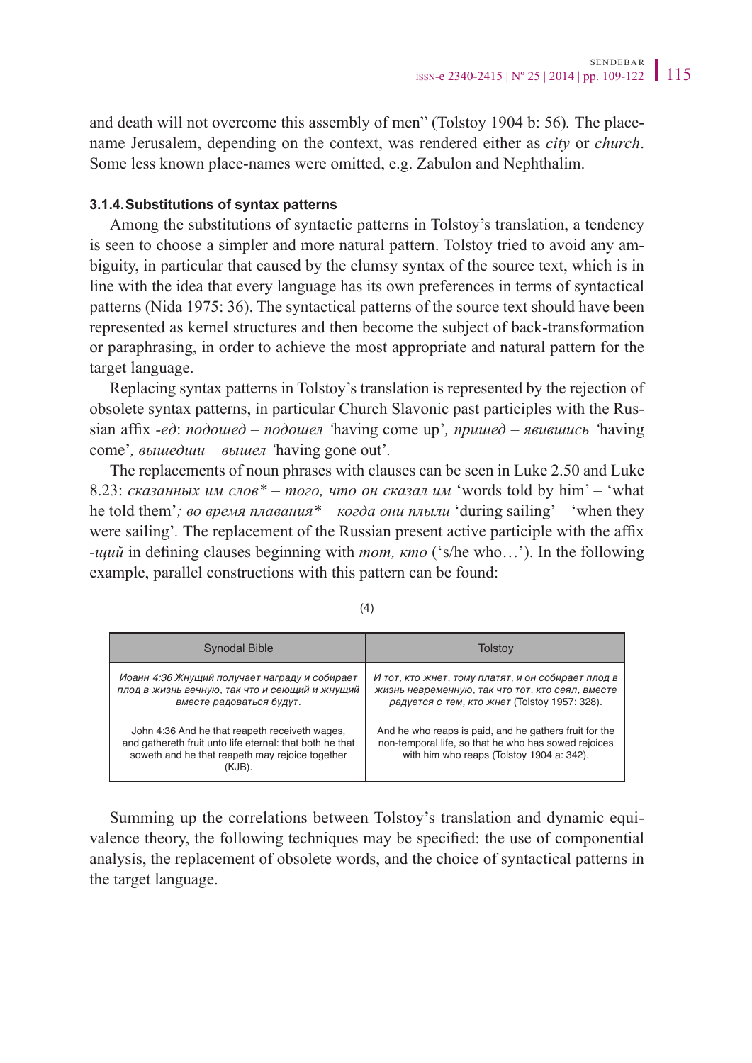and death will not overcome this assembly of men" (Tolstoy 1904 b: 56). The place-name Jerusalem, depending on the context, was rendered either as *city* or *church*. Some less known place-names were omitted, e.g. Zabulon and Nephthalim.

#### 3.1.4. Substitutions of syntax patterns

Among the substitutions of syntactic patterns in Tolstoy's translation, a tendency is seen to choose a simpler and more natural pattern. Tolstoy tried to avoid any ambiguity, in particular that caused by the clumsy syntax of the source text, which is in line with the idea that every language has its own preferences in terms of syntactical patterns (Nida 1975: 36). The syntactical patterns of the source text should have been represented as kernel structures and then become the subject of back-transformation or paraphrasing, in order to achieve the most appropriate and natural pattern for the target language.

Replacing syntax patterns in Tolstoy's translation is represented by the rejection of obsolete syntax patterns, in particular Church Slavonic past participles with the Russian affix *-ед*: *подошед – подошел* 'having come up', *пришед – явившись* 'having come', *вышедши – вышел* 'having gone out'.

The replacements of noun phrases with clauses can be seen in Luke 2.50 and Luke 8.23: *сказанных им слов\* – того, что он сказал им* 'words told by him' – 'what he told them'; *во время плавания\* – когда они плыли* 'during sailing' – 'when they were sailing'. The replacement of the Russian present active participle with the affix *-щий* in defining clauses beginning with *том, кто* ('s/he who…'). In the following example, parallel constructions with this pattern can be found:

(4)

| Synodal Bible | Tolstoy |
|---|---|
| *Иоанн 4:36 Жнущий получает награду и собирает плод в жизнь вечную, так что и сеющий и жнущий вместе радоваться будут.* | *И тот, кто жнет, тому платят, и он собирает плод в жизнь невременную, так что тот, кто сеял, вместе радуется с тем, кто жнет* (Tolstoy 1957: 328). |
| John 4:36 And he that reapeth receiveth wages, and gathereth fruit unto life eternal: that both he that soweth and he that reapeth may rejoice together (KJB). | And he who reaps is paid, and he gathers fruit for the non-temporal life, so that he who has sowed rejoices with him who reaps (Tolstoy 1904 a: 342). |

Summing up the correlations between Tolstoy's translation and dynamic equivalence theory, the following techniques may be specified: the use of componential analysis, the replacement of obsolete words, and the choice of syntactical patterns in the target language.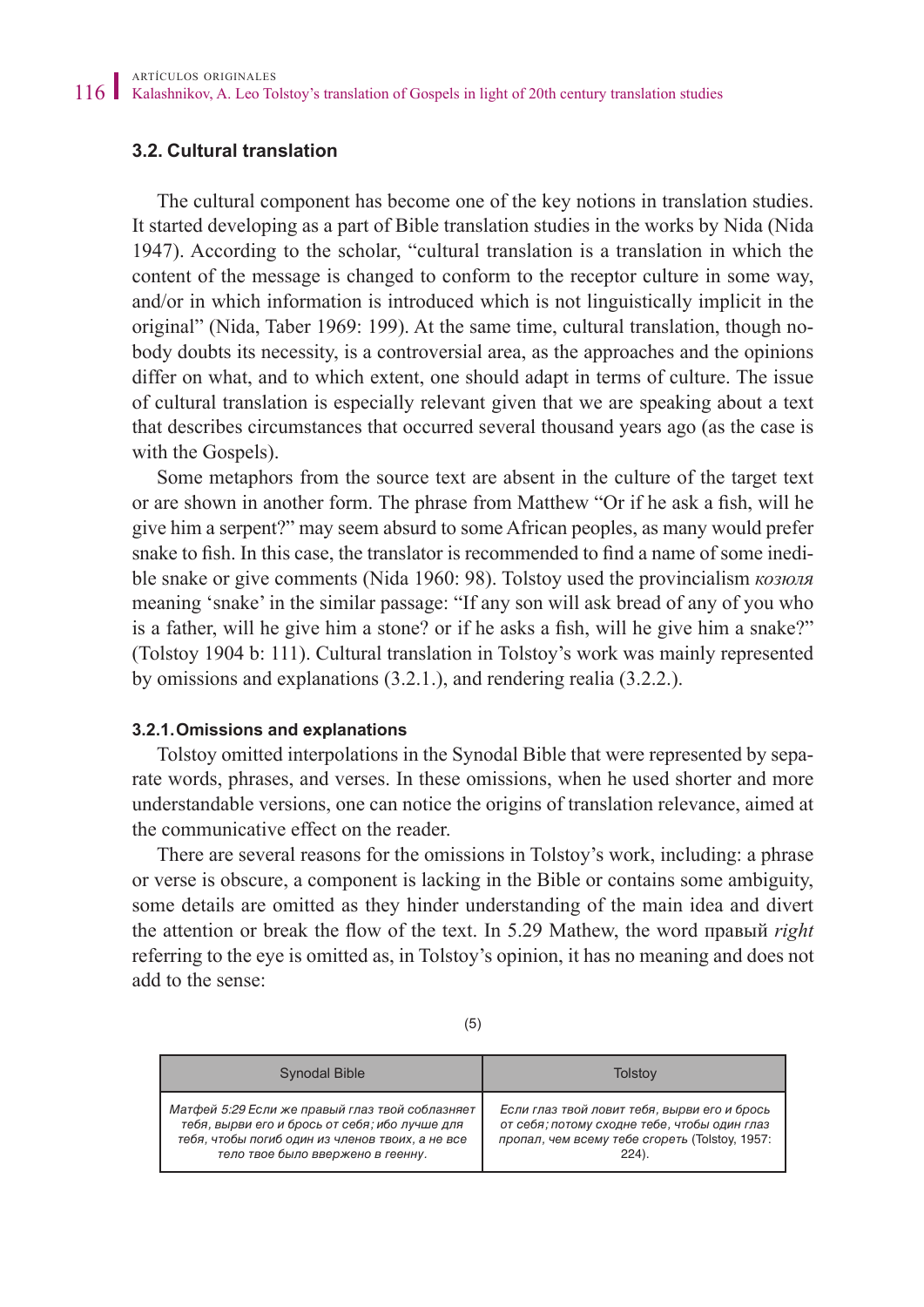### 3.2. Cultural translation

The cultural component has become one of the key notions in translation studies. It started developing as a part of Bible translation studies in the works by Nida (Nida 1947). According to the scholar, "cultural translation is a translation in which the content of the message is changed to conform to the receptor culture in some way, and/or in which information is introduced which is not linguistically implicit in the original" (Nida, Taber 1969: 199). At the same time, cultural translation, though nobody doubts its necessity, is a controversial area, as the approaches and the opinions differ on what, and to which extent, one should adapt in terms of culture. The issue of cultural translation is especially relevant given that we are speaking about a text that describes circumstances that occurred several thousand years ago (as the case is with the Gospels).

Some metaphors from the source text are absent in the culture of the target text or are shown in another form. The phrase from Matthew "Or if he ask a fish, will he give him a serpent?" may seem absurd to some African peoples, as many would prefer snake to fish. In this case, the translator is recommended to find a name of some inedible snake or give comments (Nida 1960: 98). Tolstoy used the provincialism *козюля* meaning 'snake' in the similar passage: "If any son will ask bread of any of you who is a father, will he give him a stone? or if he asks a fish, will he give him a snake?" (Tolstoy 1904 b: 111). Cultural translation in Tolstoy's work was mainly represented by omissions and explanations (3.2.1.), and rendering realia (3.2.2.).

#### 3.2.1. Omissions and explanations

Tolstoy omitted interpolations in the Synodal Bible that were represented by separate words, phrases, and verses. In these omissions, when he used shorter and more understandable versions, one can notice the origins of translation relevance, aimed at the communicative effect on the reader.

There are several reasons for the omissions in Tolstoy's work, including: a phrase or verse is obscure, a component is lacking in the Bible or contains some ambiguity, some details are omitted as they hinder understanding of the main idea and divert the attention or break the flow of the text. In 5.29 Mathew, the word правый *right* referring to the eye is omitted as, in Tolstoy's opinion, it has no meaning and does not add to the sense:

(5)

| Synodal Bible | Tolstoy |
|---|---|
| *Матфей 5:29 Если же правый глаз твой соблазняет тебя, вырви его и брось от себя; ибо лучше для тебя, чтобы погиб один из членов твоих, а не все тело твое было ввержено в геенну.* | *Если глаз твой ловит тебя, вырви его и брось от себя; потому сходне тебе, чтобы один глаз пропал, чем всему тебе сгореть* (Tolstoy, 1957: 224). |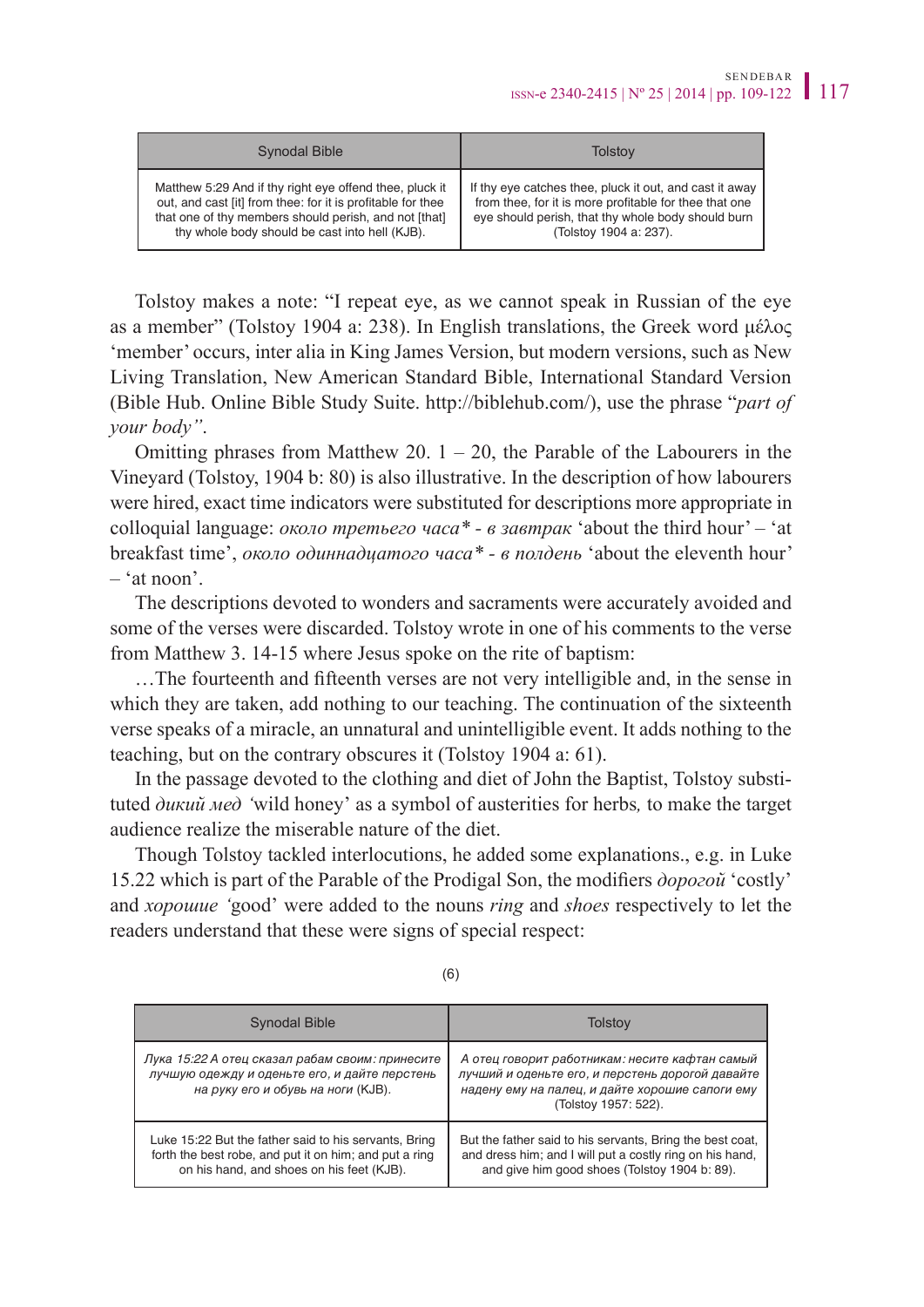| Synodal Bible | Tolstoy |
|---|---|
| Matthew 5:29 And if thy right eye offend thee, pluck it out, and cast [it] from thee: for it is profitable for thee that one of thy members should perish, and not [that] thy whole body should be cast into hell (KJB). | If thy eye catches thee, pluck it out, and cast it away from thee, for it is more profitable for thee that one eye should perish, that thy whole body should burn (Tolstoy 1904 a: 237). |

Tolstoy makes a note: "I repeat eye, as we cannot speak in Russian of the eye as a member" (Tolstoy 1904 a: 238). In English translations, the Greek word μέλος 'member' occurs, inter alia in King James Version, but modern versions, such as New Living Translation, New American Standard Bible, International Standard Version (Bible Hub. Online Bible Study Suite. http://biblehub.com/), use the phrase "*part of your body"*.

Omitting phrases from Matthew 20. 1 – 20, the Parable of the Labourers in the Vineyard (Tolstoy, 1904 b: 80) is also illustrative. In the description of how labourers were hired, exact time indicators were substituted for descriptions more appropriate in colloquial language: *около третьего часа\* - в завтрак* 'about the third hour' – 'at breakfast time', *около одиннадцатого часа\* - в полдень* 'about the eleventh hour' – 'at noon'.

The descriptions devoted to wonders and sacraments were accurately avoided and some of the verses were discarded. Tolstoy wrote in one of his comments to the verse from Matthew 3. 14-15 where Jesus spoke on the rite of baptism:

…The fourteenth and fifteenth verses are not very intelligible and, in the sense in which they are taken, add nothing to our teaching. The continuation of the sixteenth verse speaks of a miracle, an unnatural and unintelligible event. It adds nothing to the teaching, but on the contrary obscures it (Tolstoy 1904 a: 61).

In the passage devoted to the clothing and diet of John the Baptist, Tolstoy substituted *дикий мед* 'wild honey' as a symbol of austerities for herbs*,* to make the target audience realize the miserable nature of the diet.

Though Tolstoy tackled interlocutions, he added some explanations., e.g. in Luke 15.22 which is part of the Parable of the Prodigal Son, the modifiers *дорогой* 'costly' and *хорошие* 'good' were added to the nouns *ring* and *shoes* respectively to let the readers understand that these were signs of special respect:

(6)

| Synodal Bible | Tolstoy |
|---|---|
| *Лука 15:22 А отец сказал рабам своим: принесите лучшую одежду и оденьте его, и дайте перстень на руку его и обувь на ноги (KJB).* | *А отец говорит работникам: несите кафтан самый лучший и оденьте его, и перстень дорогой давайте надену ему на палец, и дайте хорошие сапоги ему (Tolstoy 1957: 522).* |
| Luke 15:22 But the father said to his servants, Bring forth the best robe, and put it on him; and put a ring on his hand, and shoes on his feet (KJB). | But the father said to his servants, Bring the best coat, and dress him; and I will put a costly ring on his hand, and give him good shoes (Tolstoy 1904 b: 89). |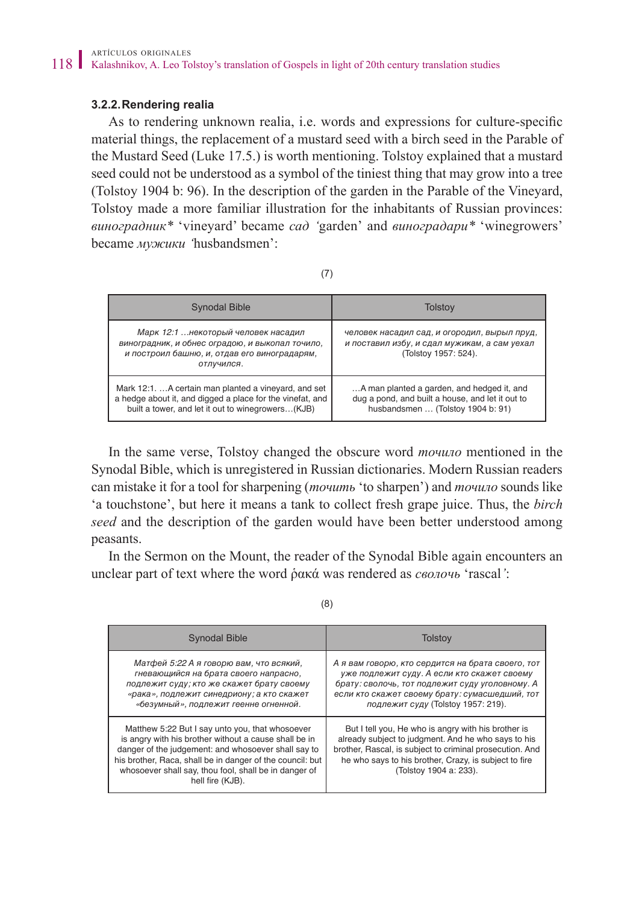### 3.2.2. Rendering realia

As to rendering unknown realia, i.e. words and expressions for culture-specific material things, the replacement of a mustard seed with a birch seed in the Parable of the Mustard Seed (Luke 17.5.) is worth mentioning. Tolstoy explained that a mustard seed could not be understood as a symbol of the tiniest thing that may grow into a tree (Tolstoy 1904 b: 96). In the description of the garden in the Parable of the Vineyard, Tolstoy made a more familiar illustration for the inhabitants of Russian provinces: *виноградник** 'vineyard' became *сад* 'garden' and *виноградари** 'winegrowers' became *мужики* 'husbandsmen':

(7)

| Synodal Bible | Tolstoy |
|---|---|
| *Марк 12:1 …некоторый человек насадил виноградник, и обнес оградою, и выкопал точило, и построил башню, и, отдав его виноградарям, отлучился.* | *человек насадил сад, и огородил, вырыл пруд, и поставил избу, и сдал мужикам, а сам уехал* (Tolstoy 1957: 524). |
| Mark 12:1. …A certain man planted a vineyard, and set a hedge about it, and digged a place for the vinefat, and built a tower, and let it out to winegrowers…(KJB) | …A man planted a garden, and hedged it, and dug a pond, and built a house, and let it out to husbandsmen … (Tolstoy 1904 b: 91) |

In the same verse, Tolstoy changed the obscure word *точило* mentioned in the Synodal Bible, which is unregistered in Russian dictionaries. Modern Russian readers can mistake it for a tool for sharpening (*точить* 'to sharpen') and *точило* sounds like 'a touchstone', but here it means a tank to collect fresh grape juice. Thus, the *birch seed* and the description of the garden would have been better understood among peasants.

In the Sermon on the Mount, the reader of the Synodal Bible again encounters an unclear part of text where the word ῥακά was rendered as *сволочь* 'rascal':

(8)

| Synodal Bible | Tolstoy |
|---|---|
| *Матфей 5:22 А я говорю вам, что всякий, гневающийся на брата своего напрасно, подлежит суду; кто же скажет брату своему «рака», подлежит синедриону; а кто скажет «безумный», подлежит геенне огненной.* | *А я вам говорю, кто сердится на брата своего, тот уже подлежит суду. А если кто скажет своему брату: сволочь, тот подлежит суду уголовному. А если кто скажет своему брату: сумасшедший, тот подлежит суду* (Tolstoy 1957: 219). |
| Matthew 5:22 But I say unto you, that whosoever is angry with his brother without a cause shall be in danger of the judgement: and whosoever shall say to his brother, Raca, shall be in danger of the council: but whosoever shall say, thou fool, shall be in danger of hell fire (KJB). | But I tell you, He who is angry with his brother is already subject to judgment. And he who says to his brother, Rascal, is subject to criminal prosecution. And he who says to his brother, Crazy, is subject to fire (Tolstoy 1904 a: 233). |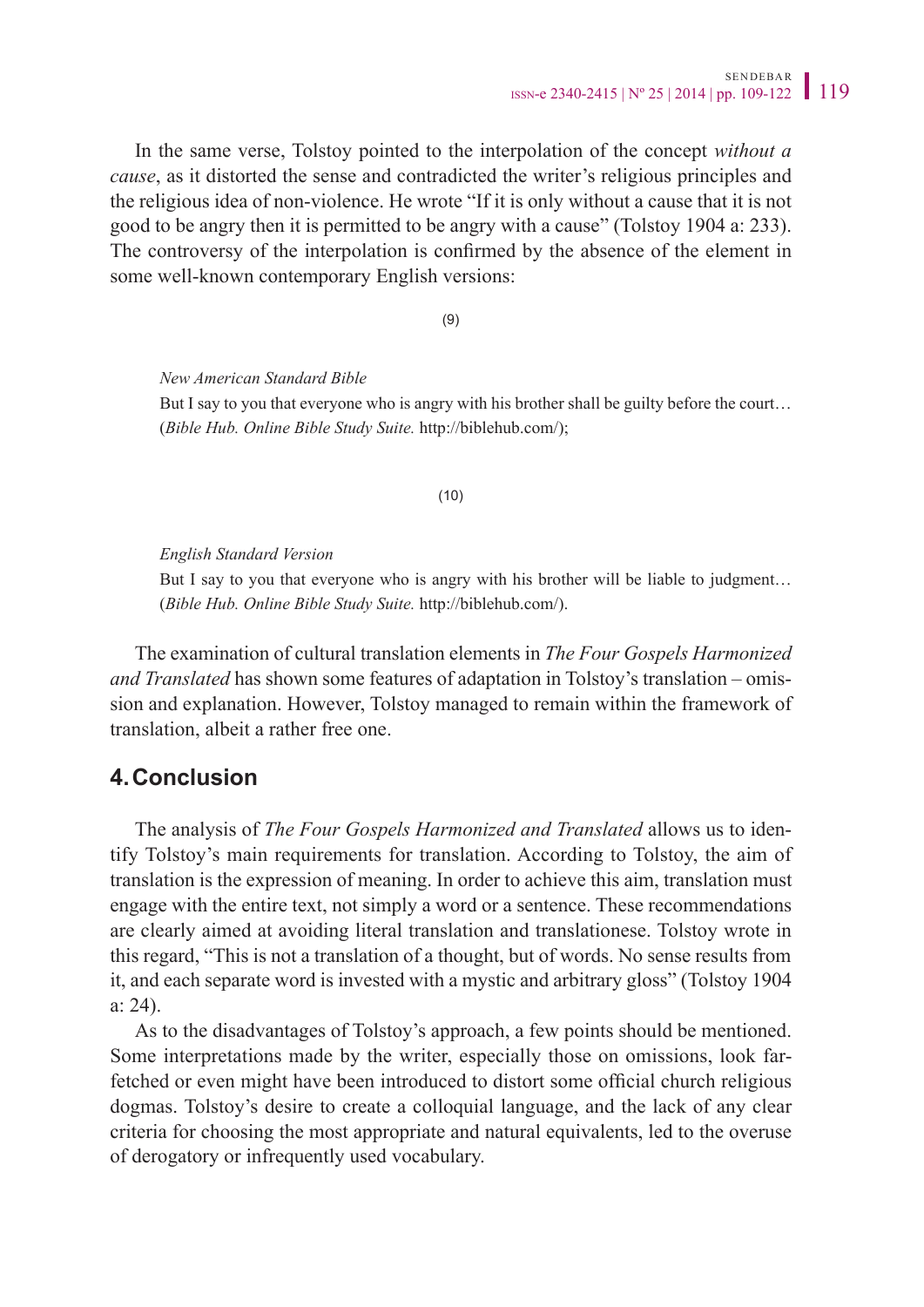In the same verse, Tolstoy pointed to the interpolation of the concept *without a cause*, as it distorted the sense and contradicted the writer's religious principles and the religious idea of non-violence. He wrote "If it is only without a cause that it is not good to be angry then it is permitted to be angry with a cause" (Tolstoy 1904 a: 233). The controversy of the interpolation is confirmed by the absence of the element in some well-known contemporary English versions:

(9)

> *New American Standard Bible*
> But I say to you that everyone who is angry with his brother shall be guilty before the court… (*Bible Hub. Online Bible Study Suite.* http://biblehub.com/);

(10)

> *English Standard Version*
> But I say to you that everyone who is angry with his brother will be liable to judgment… (*Bible Hub. Online Bible Study Suite.* http://biblehub.com/).

The examination of cultural translation elements in *The Four Gospels Harmonized and Translated* has shown some features of adaptation in Tolstoy's translation – omission and explanation. However, Tolstoy managed to remain within the framework of translation, albeit a rather free one.

## 4. Conclusion

The analysis of *The Four Gospels Harmonized and Translated* allows us to identify Tolstoy's main requirements for translation. According to Tolstoy, the aim of translation is the expression of meaning. In order to achieve this aim, translation must engage with the entire text, not simply a word or a sentence. These recommendations are clearly aimed at avoiding literal translation and translationese. Tolstoy wrote in this regard, "This is not a translation of a thought, but of words. No sense results from it, and each separate word is invested with a mystic and arbitrary gloss" (Tolstoy 1904 a: 24).

As to the disadvantages of Tolstoy's approach, a few points should be mentioned. Some interpretations made by the writer, especially those on omissions, look far-fetched or even might have been introduced to distort some official church religious dogmas. Tolstoy's desire to create a colloquial language, and the lack of any clear criteria for choosing the most appropriate and natural equivalents, led to the overuse of derogatory or infrequently used vocabulary.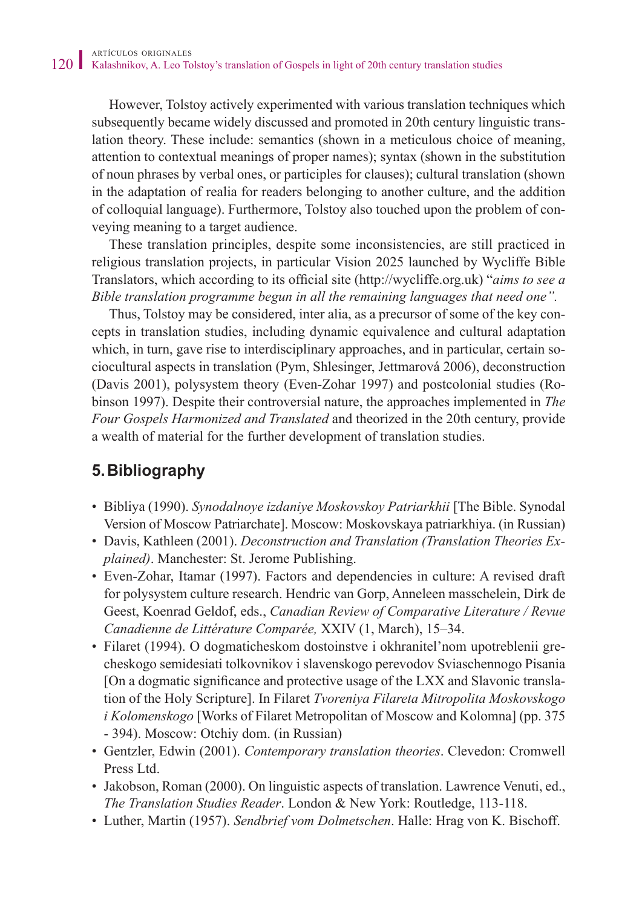However, Tolstoy actively experimented with various translation techniques which subsequently became widely discussed and promoted in 20th century linguistic translation theory. These include: semantics (shown in a meticulous choice of meaning, attention to contextual meanings of proper names); syntax (shown in the substitution of noun phrases by verbal ones, or participles for clauses); cultural translation (shown in the adaptation of realia for readers belonging to another culture, and the addition of colloquial language). Furthermore, Tolstoy also touched upon the problem of conveying meaning to a target audience.

These translation principles, despite some inconsistencies, are still practiced in religious translation projects, in particular Vision 2025 launched by Wycliffe Bible Translators, which according to its official site (http://wycliffe.org.uk) "*aims to see a Bible translation programme begun in all the remaining languages that need one".*

Thus, Tolstoy may be considered, inter alia, as a precursor of some of the key concepts in translation studies, including dynamic equivalence and cultural adaptation which, in turn, gave rise to interdisciplinary approaches, and in particular, certain sociocultural aspects in translation (Pym, Shlesinger, Jettmarová 2006), deconstruction (Davis 2001), polysystem theory (Even-Zohar 1997) and postcolonial studies (Robinson 1997). Despite their controversial nature, the approaches implemented in *The Four Gospels Harmonized and Translated* and theorized in the 20th century, provide a wealth of material for the further development of translation studies.

## 5. Bibliography

- Bibliya (1990). *Synodalnoye izdaniye Moskovskoy Patriarkhii* [The Bible. Synodal Version of Moscow Patriarchate]. Moscow: Moskovskaya patriarkhiya. (in Russian)
- Davis, Kathleen (2001). *Deconstruction and Translation (Translation Theories Explained)*. Manchester: St. Jerome Publishing.
- Even-Zohar, Itamar (1997). Factors and dependencies in culture: A revised draft for polysystem culture research. Hendric van Gorp, Anneleen masschelein, Dirk de Geest, Koenrad Geldof, eds., *Canadian Review of Comparative Literature / Revue Canadienne de Littérature Comparée,* XXIV (1, March), 15–34.
- Filaret (1994). O dogmaticheskom dostoinstve i okhranitel'nom upotreblenii grecheskogo semidesiati tolkovnikov i slavenskogo perevodov Sviaschennogo Pisania [On a dogmatic significance and protective usage of the LXX and Slavonic translation of the Holy Scripture]. In Filaret *Tvoreniya Filareta Mitropolita Moskovskogo i Kolomenskogo* [Works of Filaret Metropolitan of Moscow and Kolomna] (pp. 375 - 394). Moscow: Otchiy dom. (in Russian)
- Gentzler, Edwin (2001). *Contemporary translation theories*. Clevedon: Cromwell Press Ltd.
- Jakobson, Roman (2000). On linguistic aspects of translation. Lawrence Venuti, ed., *The Translation Studies Reader*. London & New York: Routledge, 113-118.
- Luther, Martin (1957). *Sendbrief vom Dolmetschen*. Halle: Hrag von K. Bischoff.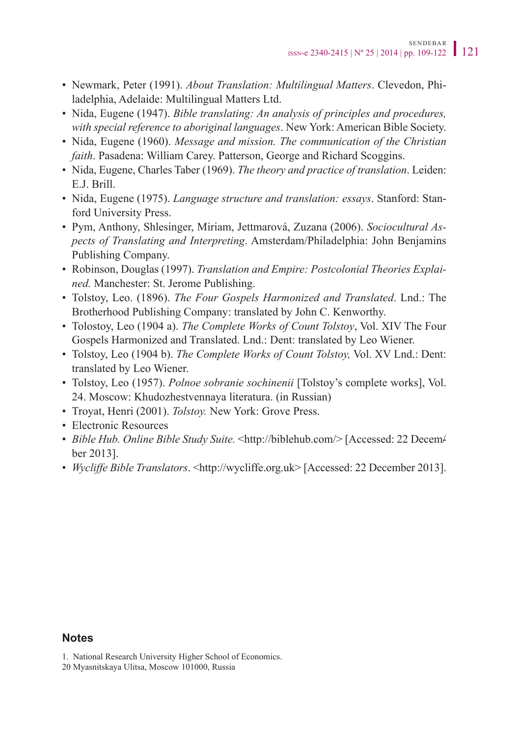- Newmark, Peter (1991). *About Translation: Multilingual Matters*. Clevedon, Philadelphia, Adelaide: Multilingual Matters Ltd.
- Nida, Eugene (1947). *Bible translating: An analysis of principles and procedures, with special reference to aboriginal languages*. New York: American Bible Society.
- Nida, Eugene (1960). *Message and mission. The communication of the Christian faith*. Pasadena: William Carey. Patterson, George and Richard Scoggins.
- Nida, Eugene, Charles Taber (1969). *The theory and practice of translation*. Leiden: E.J. Brill.
- Nida, Eugene (1975). *Language structure and translation: essays*. Stanford: Stanford University Press.
- Pym, Anthony, Shlesinger, Miriam, Jettmarová, Zuzana (2006). *Sociocultural Aspects of Translating and Interpreting*. Amsterdam/Philadelphia: John Benjamins Publishing Company.
- Robinson, Douglas (1997). *Translation and Empire: Postcolonial Theories Explained.* Manchester: St. Jerome Publishing.
- Tolstoy, Leo. (1896). *The Four Gospels Harmonized and Translated*. Lnd.: The Brotherhood Publishing Company: translated by John C. Kenworthy.
- Tolostoy, Leo (1904 a). *The Complete Works of Count Tolstoy*, Vol. XIV The Four Gospels Harmonized and Translated. Lnd.: Dent: translated by Leo Wiener.
- Tolstoy, Leo (1904 b). *The Complete Works of Count Tolstoy,* Vol. XV Lnd.: Dent: translated by Leo Wiener.
- Tolstoy, Leo (1957). *Polnoe sobranie sochinenii* [Tolstoy's complete works], Vol. 24. Moscow: Khudozhestvennaya literatura. (in Russian)
- Troyat, Henri (2001). *Tolstoy.* New York: Grove Press.
- Electronic Resources
- *Bible Hub. Online Bible Study Suite.* <http://biblehub.com/> [Accessed: 22 December 2013].
- *Wycliffe Bible Translators*. <http://wycliffe.org.uk> [Accessed: 22 December 2013].

## Notes

1. National Research University Higher School of Economics.
20 Myasnitskaya Ulitsa, Moscow 101000, Russia